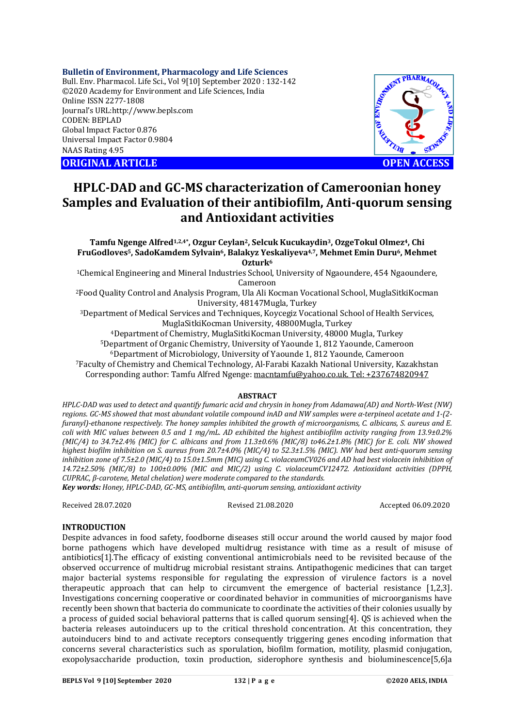**Bulletin of Environment, Pharmacology and Life Sciences**
Bull. Env. Pharmacol. Life Sci., Vol 9[10] September 2020 : 132-142
©2020 Academy for Environment and Life Sciences, India
Online ISSN 2277-1808
Journal's URL:http://www.bepls.com
CODEN: BEPLAD
Global Impact Factor 0.876
Universal Impact Factor 0.9804
NAAS Rating 4.95

**ORIGINAL ARTICLE** **OPEN ACCESS**

# HPLC-DAD and GC-MS characterization of Cameroonian honey Samples and Evaluation of their antibiofilm, Anti-quorum sensing and Antioxidant activities

**Tamfu Ngenge Alfred[1,2,4*], Ozgur Ceylan[2], Selcuk Kucukaydin[3], OzgeTokul Olmez[4], Chi FruGodloves[5], SadoKamdem Sylvain[6], Balakyz Yeskaliyeva[4,7], Mehmet Emin Duru[6], Mehmet Ozturk[6]**

[1]Chemical Engineering and Mineral Industries School, University of Ngaoundere, 454 Ngaoundere, Cameroon
[2]Food Quality Control and Analysis Program, Ula Ali Kocman Vocational School, MuglaSitkiKocman University, 48147Mugla, Turkey
[3]Department of Medical Services and Techniques, Koycegiz Vocational School of Health Services, MuglaSitkiKocman University, 48800Mugla, Turkey
[4]Department of Chemistry, MuglaSitkiKocman University, 48000 Mugla, Turkey
[5]Department of Organic Chemistry, University of Yaounde 1, 812 Yaounde, Cameroon
[6]Department of Microbiology, University of Yaounde 1, 812 Yaounde, Cameroon
[7]Faculty of Chemistry and Chemical Technology, Al-Farabi Kazakh National University, Kazakhstan
Corresponding author: Tamfu Alfred Ngenge: macntamfu@yahoo.co.uk. Tel: +237674820947

## ABSTRACT

*HPLC-DAD was used to detect and quantify fumaric acid and chrysin in honey from Adamawa(AD) and North-West (NW) regions. GC-MS showed that most abundant volatile compound inAD and NW samples were α-terpineol acetate and 1-(2-furanyl)-ethanone respectively. The honey samples inhibited the growth of microorganisms, C. albicans, S. aureus and E. coli with MIC values between 0.5 and 1 mg/mL. AD exhibited the highest antibiofilm activity ranging from 13.9±0.2% (MIC/4) to 34.7±2.4% (MIC) for C. albicans and from 11.3±0.6% (MIC/8) to46.2±1.8% (MIC) for E. coli. NW showed highest biofilm inhibition on S. aureus from 20.7±4.0% (MIC/4) to 52.3±1.5% (MIC). NW had best anti-quorum sensing inhibition zone of 7.5±2.0 (MIC/4) to 15.0±1.5mm (MIC) using C. violaceumCV026 and AD had best violacein inhibition of 14.72±2.50% (MIC/8) to 100±0.00% (MIC and MIC/2) using C. violaceumCV12472. Antioxidant activities (DPPH, CUPRAC, β-carotene, Metal chelation) were moderate compared to the standards.*

***Key words:*** *Honey, HPLC-DAD, GC-MS, antibiofilm, anti-quorum sensing, antioxidant activity*

Received 28.07.2020 Revised 21.08.2020 Accepted 06.09.2020

## INTRODUCTION

Despite advances in food safety, foodborne diseases still occur around the world caused by major food borne pathogens which have developed multidrug resistance with time as a result of misuse of antibiotics[1].The efficacy of existing conventional antimicrobials need to be revisited because of the observed occurrence of multidrug microbial resistant strains. Antipathogenic medicines that can target major bacterial systems responsible for regulating the expression of virulence factors is a novel therapeutic approach that can help to circumvent the emergence of bacterial resistance [1,2,3]. Investigations concerning cooperative or coordinated behavior in communities of microorganisms have recently been shown that bacteria do communicate to coordinate the activities of their colonies usually by a process of guided social behavioral patterns that is called quorum sensing[4]. QS is achieved when the bacteria releases autoinducers up to the critical threshold concentration. At this concentration, they autoinducers bind to and activate receptors consequently triggering genes encoding information that concerns several characteristics such as sporulation, biofilm formation, motility, plasmid conjugation, exopolysaccharide production, toxin production, siderophore synthesis and bioluminescence[5,6]a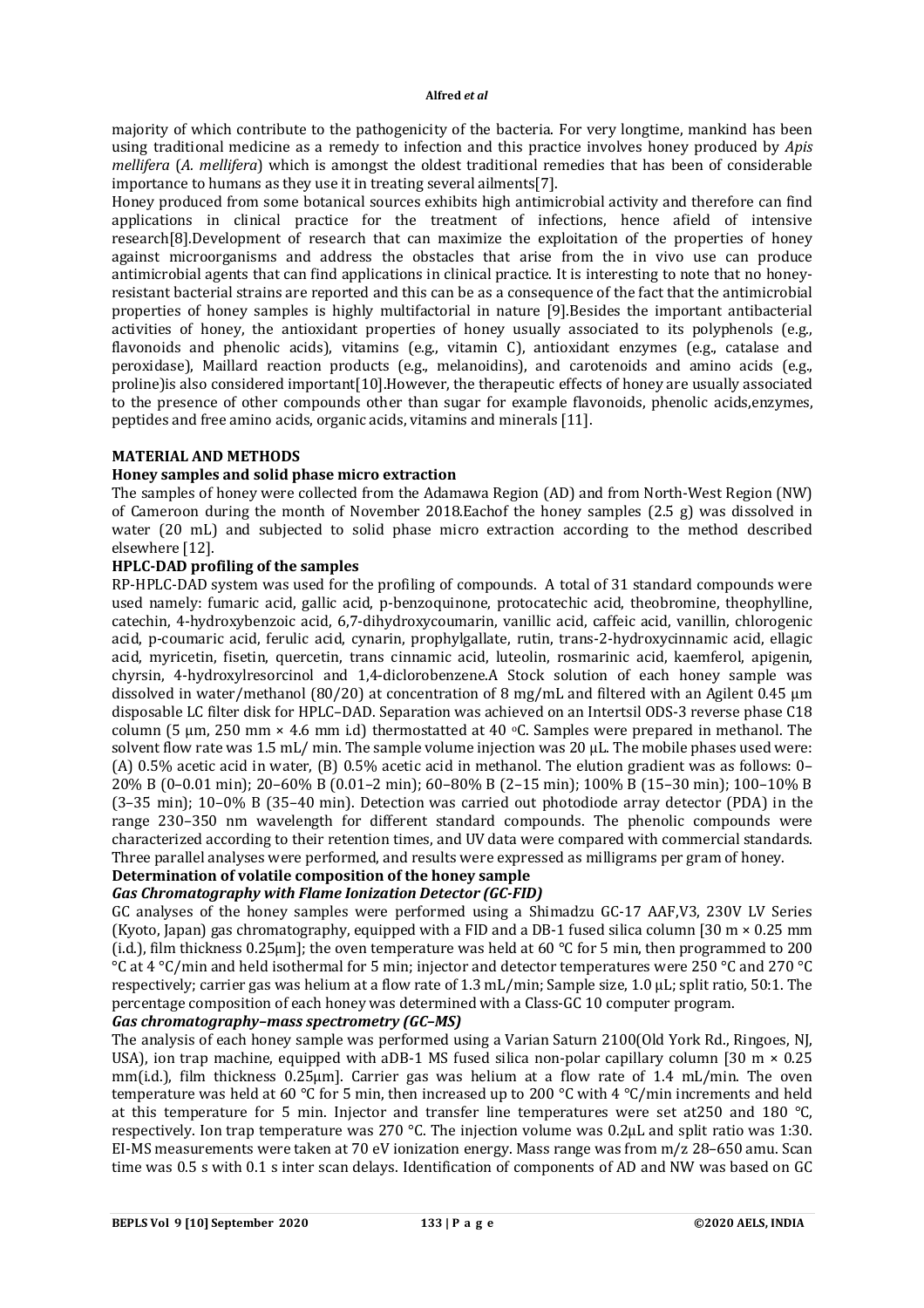majority of which contribute to the pathogenicity of the bacteria. For very longtime, mankind has been using traditional medicine as a remedy to infection and this practice involves honey produced by *Apis mellifera* (*A. mellifera*) which is amongst the oldest traditional remedies that has been of considerable importance to humans as they use it in treating several ailments[7].

Honey produced from some botanical sources exhibits high antimicrobial activity and therefore can find applications in clinical practice for the treatment of infections, hence afield of intensive research[8].Development of research that can maximize the exploitation of the properties of honey against microorganisms and address the obstacles that arise from the in vivo use can produce antimicrobial agents that can find applications in clinical practice. It is interesting to note that no honey-resistant bacterial strains are reported and this can be as a consequence of the fact that the antimicrobial properties of honey samples is highly multifactorial in nature [9].Besides the important antibacterial activities of honey, the antioxidant properties of honey usually associated to its polyphenols (e.g., flavonoids and phenolic acids), vitamins (e.g., vitamin C), antioxidant enzymes (e.g., catalase and peroxidase), Maillard reaction products (e.g., melanoidins), and carotenoids and amino acids (e.g., proline)is also considered important[10].However, the therapeutic effects of honey are usually associated to the presence of other compounds other than sugar for example flavonoids, phenolic acids,enzymes, peptides and free amino acids, organic acids, vitamins and minerals [11].

## MATERIAL AND METHODS

### Honey samples and solid phase micro extraction

The samples of honey were collected from the Adamawa Region (AD) and from North-West Region (NW) of Cameroon during the month of November 2018.Eachof the honey samples (2.5 g) was dissolved in water (20 mL) and subjected to solid phase micro extraction according to the method described elsewhere [12].

### HPLC-DAD profiling of the samples

RP-HPLC-DAD system was used for the profiling of compounds. A total of 31 standard compounds were used namely: fumaric acid, gallic acid, p-benzoquinone, protocatechic acid, theobromine, theophylline, catechin, 4-hydroxybenzoic acid, 6,7-dihydroxycoumarin, vanillic acid, caffeic acid, vanillin, chlorogenic acid, p-coumaric acid, ferulic acid, cynarin, prophylgallate, rutin, trans-2-hydroxycinnamic acid, ellagic acid, myricetin, fisetin, quercetin, trans cinnamic acid, luteolin, rosmarinic acid, kaemferol, apigenin, chyrsin, 4-hydroxylresorcinol and 1,4-diclorobenzene.A Stock solution of each honey sample was dissolved in water/methanol (80/20) at concentration of 8 mg/mL and filtered with an Agilent 0.45 μm disposable LC filter disk for HPLC–DAD. Separation was achieved on an Intertsil ODS-3 reverse phase C18 column (5 μm, 250 mm × 4.6 mm i.d) thermostatted at 40 °C. Samples were prepared in methanol. The solvent flow rate was 1.5 mL/ min. The sample volume injection was 20 μL. The mobile phases used were: (A) 0.5% acetic acid in water, (B) 0.5% acetic acid in methanol. The elution gradient was as follows: 0–20% B (0–0.01 min); 20–60% B (0.01–2 min); 60–80% B (2–15 min); 100% B (15–30 min); 100–10% B (3–35 min); 10–0% B (35–40 min). Detection was carried out photodiode array detector (PDA) in the range 230–350 nm wavelength for different standard compounds. The phenolic compounds were characterized according to their retention times, and UV data were compared with commercial standards. Three parallel analyses were performed, and results were expressed as milligrams per gram of honey.

### Determination of volatile composition of the honey sample

#### *Gas Chromatography with Flame Ionization Detector (GC-FID)*

GC analyses of the honey samples were performed using a Shimadzu GC-17 AAF,V3, 230V LV Series (Kyoto, Japan) gas chromatography, equipped with a FID and a DB-1 fused silica column [30 m × 0.25 mm (i.d.), film thickness 0.25μm]; the oven temperature was held at 60 °C for 5 min, then programmed to 200 °C at 4 °C/min and held isothermal for 5 min; injector and detector temperatures were 250 °C and 270 °C respectively; carrier gas was helium at a flow rate of 1.3 mL/min; Sample size, 1.0 μL; split ratio, 50:1. The percentage composition of each honey was determined with a Class-GC 10 computer program.

#### *Gas chromatography–mass spectrometry (GC–MS)*

The analysis of each honey sample was performed using a Varian Saturn 2100(Old York Rd., Ringoes, NJ, USA), ion trap machine, equipped with aDB-1 MS fused silica non-polar capillary column [30 m × 0.25 mm(i.d.), film thickness 0.25μm]. Carrier gas was helium at a flow rate of 1.4 mL/min. The oven temperature was held at 60 °C for 5 min, then increased up to 200 °C with 4 °C/min increments and held at this temperature for 5 min. Injector and transfer line temperatures were set at250 and 180 °C, respectively. Ion trap temperature was 270 °C. The injection volume was 0.2μL and split ratio was 1:30. EI-MS measurements were taken at 70 eV ionization energy. Mass range was from m/z 28–650 amu. Scan time was 0.5 s with 0.1 s inter scan delays. Identification of components of AD and NW was based on GC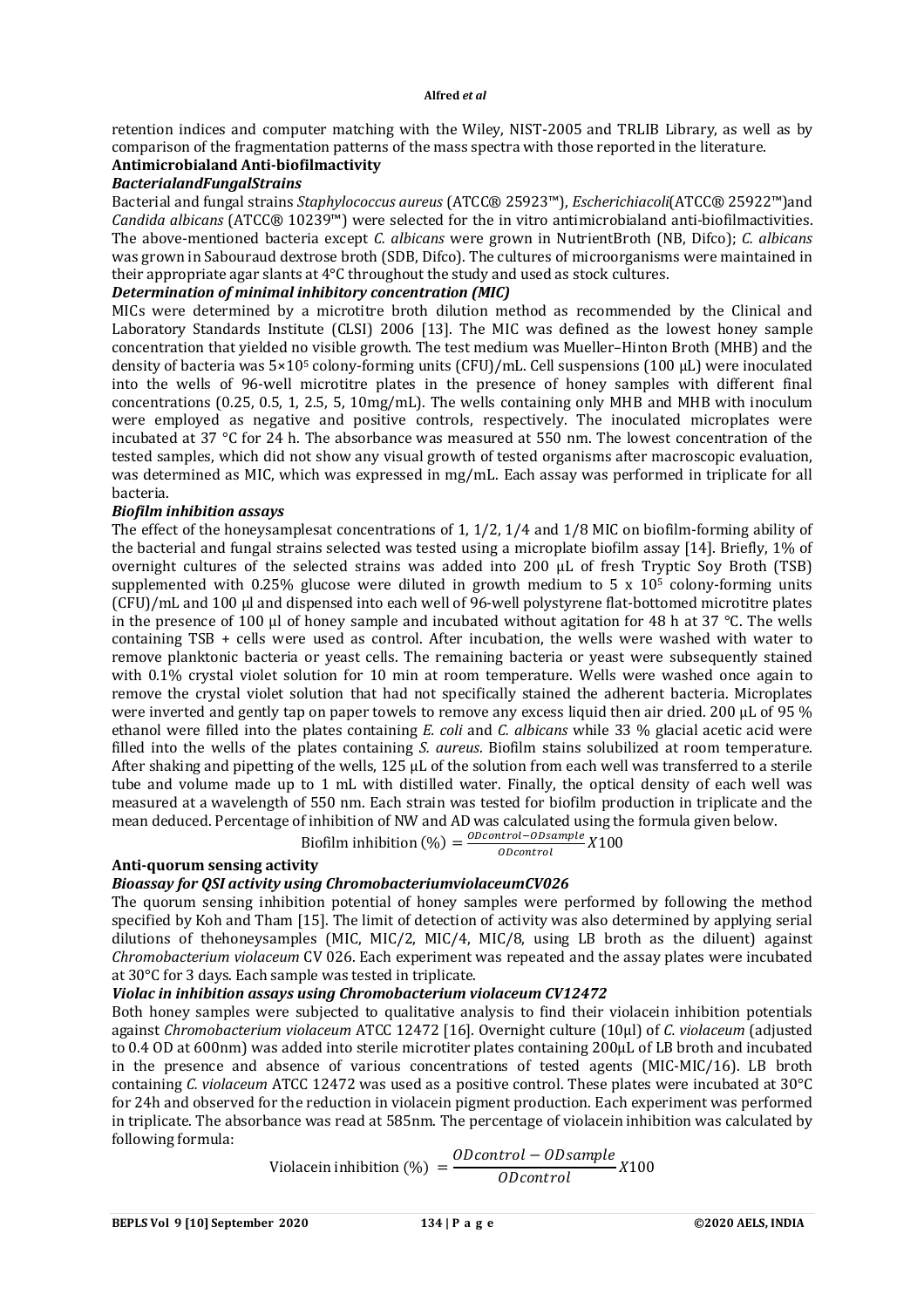retention indices and computer matching with the Wiley, NIST-2005 and TRLIB Library, as well as by comparison of the fragmentation patterns of the mass spectra with those reported in the literature.

## Antimicrobialand Anti-biofilmactivity

### *BacterialandFungalStrains*

Bacterial and fungal strains *Staphylococcus aureus* (ATCC® 25923™), *Escherichiacoli*(ATCC® 25922™)and *Candida albicans* (ATCC® 10239™) were selected for the in vitro antimicrobialand anti-biofilmactivities. The above-mentioned bacteria except *C. albicans* were grown in NutrientBroth (NB, Difco); *C. albicans* was grown in Sabouraud dextrose broth (SDB, Difco). The cultures of microorganisms were maintained in their appropriate agar slants at 4°C throughout the study and used as stock cultures.

### *Determination of minimal inhibitory concentration (MIC)*

MICs were determined by a microtitre broth dilution method as recommended by the Clinical and Laboratory Standards Institute (CLSI) 2006 [13]. The MIC was defined as the lowest honey sample concentration that yielded no visible growth. The test medium was Mueller–Hinton Broth (MHB) and the density of bacteria was $5×10^5$ colony-forming units (CFU)/mL. Cell suspensions (100 μL) were inoculated into the wells of 96-well microtitre plates in the presence of honey samples with different final concentrations (0.25, 0.5, 1, 2.5, 5, 10mg/mL). The wells containing only MHB and MHB with inoculum were employed as negative and positive controls, respectively. The inoculated microplates were incubated at 37 °C for 24 h. The absorbance was measured at 550 nm. The lowest concentration of the tested samples, which did not show any visual growth of tested organisms after macroscopic evaluation, was determined as MIC, which was expressed in mg/mL. Each assay was performed in triplicate for all bacteria.

### *Biofilm inhibition assays*

The effect of the honeysamplesat concentrations of 1, 1/2, 1/4 and 1/8 MIC on biofilm-forming ability of the bacterial and fungal strains selected was tested using a microplate biofilm assay [14]. Briefly, 1% of overnight cultures of the selected strains was added into 200 μL of fresh Tryptic Soy Broth (TSB) supplemented with 0.25% glucose were diluted in growth medium to $5 \times 10^5$ colony-forming units (CFU)/mL and 100 μl and dispensed into each well of 96-well polystyrene flat-bottomed microtitre plates in the presence of 100 μl of honey sample and incubated without agitation for 48 h at 37 °C. The wells containing TSB + cells were used as control. After incubation, the wells were washed with water to remove planktonic bacteria or yeast cells. The remaining bacteria or yeast were subsequently stained with 0.1% crystal violet solution for 10 min at room temperature. Wells were washed once again to remove the crystal violet solution that had not specifically stained the adherent bacteria. Microplates were inverted and gently tap on paper towels to remove any excess liquid then air dried. 200 μL of 95 % ethanol were filled into the plates containing *E. coli* and *C. albicans* while 33 % glacial acetic acid were filled into the wells of the plates containing *S. aureus*. Biofilm stains solubilized at room temperature. After shaking and pipetting of the wells, 125 μL of the solution from each well was transferred to a sterile tube and volume made up to 1 mL with distilled water. Finally, the optical density of each well was measured at a wavelength of 550 nm. Each strain was tested for biofilm production in triplicate and the mean deduced. Percentage of inhibition of NW and AD was calculated using the formula given below.

$$\text{Biofilm inhibition (\%)} = \frac{ODcontrol - ODsample}{ODcontrol} X100$$

## Anti-quorum sensing activity

### *Bioassay for QSI activity using ChromobacteriumviolaceumCV026*

The quorum sensing inhibition potential of honey samples were performed by following the method specified by Koh and Tham [15]. The limit of detection of activity was also determined by applying serial dilutions of thehoneysamples (MIC, MIC/2, MIC/4, MIC/8, using LB broth as the diluent) against *Chromobacterium violaceum* CV 026. Each experiment was repeated and the assay plates were incubated at 30°C for 3 days. Each sample was tested in triplicate.

### *Violac in inhibition assays using Chromobacterium violaceum CV12472*

Both honey samples were subjected to qualitative analysis to find their violacein inhibition potentials against *Chromobacterium violaceum* ATCC 12472 [16]. Overnight culture (10μl) of *C. violaceum* (adjusted to 0.4 OD at 600nm) was added into sterile microtiter plates containing 200μL of LB broth and incubated in the presence and absence of various concentrations of tested agents (MIC-MIC/16). LB broth containing *C. violaceum* ATCC 12472 was used as a positive control. These plates were incubated at 30°C for 24h and observed for the reduction in violacein pigment production. Each experiment was performed in triplicate. The absorbance was read at 585nm. The percentage of violacein inhibition was calculated by following formula:

$$\text{Violacein inhibition (\%)} = \frac{ODcontrol - ODsample}{ODcontrol} X100$$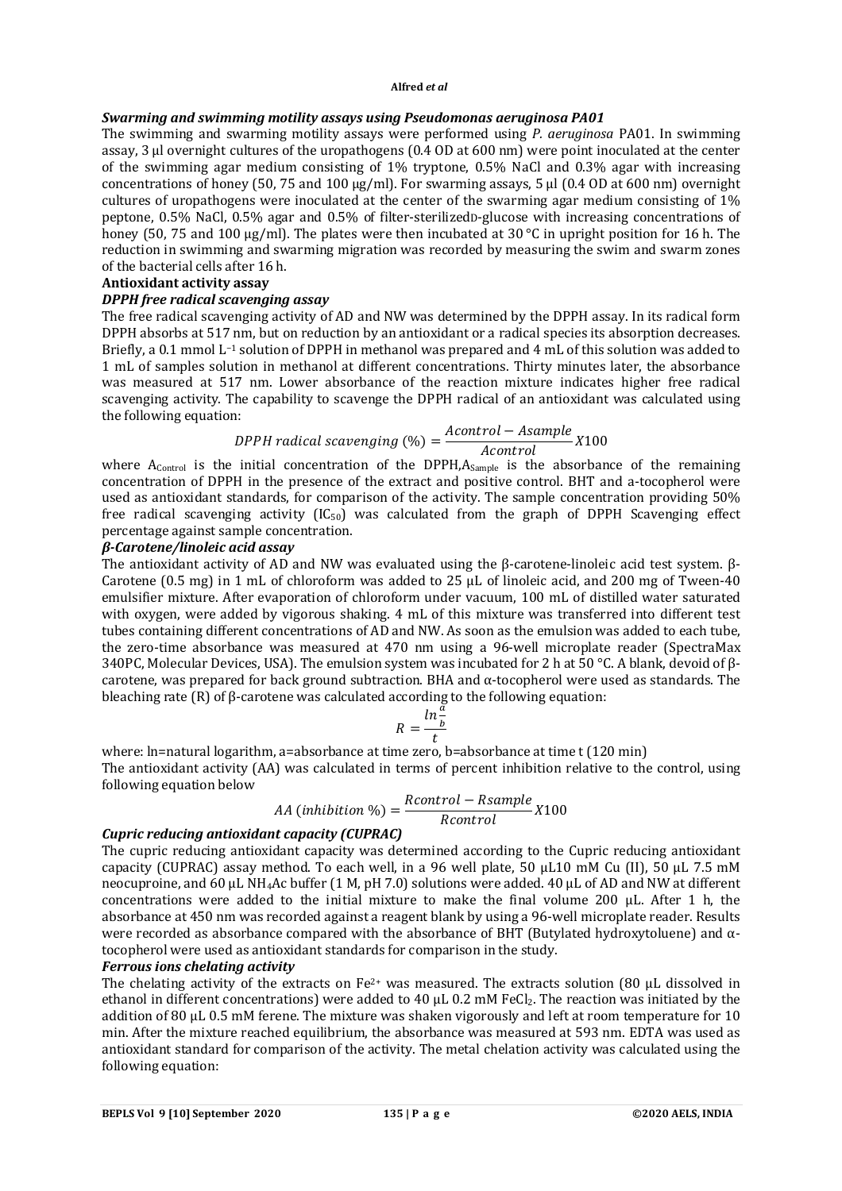### *Swarming and swimming motility assays using Pseudomonas aeruginosa PA01*

The swimming and swarming motility assays were performed using *P. aeruginosa* PA01. In swimming assay, 3 µl overnight cultures of the uropathogens (0.4 OD at 600 nm) were point inoculated at the center of the swimming agar medium consisting of 1% tryptone, 0.5% NaCl and 0.3% agar with increasing concentrations of honey (50, 75 and 100 µg/ml). For swarming assays, 5 µl (0.4 OD at 600 nm) overnight cultures of uropathogens were inoculated at the center of the swarming agar medium consisting of 1% peptone, 0.5% NaCl, 0.5% agar and 0.5% of filter-sterilizedD-glucose with increasing concentrations of honey (50, 75 and 100 µg/ml). The plates were then incubated at 30 °C in upright position for 16 h. The reduction in swimming and swarming migration was recorded by measuring the swim and swarm zones of the bacterial cells after 16 h.

### **Antioxidant activity assay**

#### *DPPH free radical scavenging assay*

The free radical scavenging activity of AD and NW was determined by the DPPH assay. In its radical form DPPH absorbs at 517 nm, but on reduction by an antioxidant or a radical species its absorption decreases. Briefly, a 0.1 mmol $L^{-1}$ solution of DPPH in methanol was prepared and 4 mL of this solution was added to 1 mL of samples solution in methanol at different concentrations. Thirty minutes later, the absorbance was measured at 517 nm. Lower absorbance of the reaction mixture indicates higher free radical scavenging activity. The capability to scavenge the DPPH radical of an antioxidant was calculated using the following equation:

$$DPPH\ radical\ scavenging\ (\%) = \frac{Acontrol - Asample}{Acontrol} X100$$

where $A_{Control}$ is the initial concentration of the DPPH,$A_{Sample}$ is the absorbance of the remaining concentration of DPPH in the presence of the extract and positive control. BHT and a-tocopherol were used as antioxidant standards, for comparison of the activity. The sample concentration providing 50% free radical scavenging activity ($IC_{50}$) was calculated from the graph of DPPH Scavenging effect percentage against sample concentration.

#### *β-Carotene/linoleic acid assay*

The antioxidant activity of AD and NW was evaluated using the β-carotene-linoleic acid test system. β-Carotene (0.5 mg) in 1 mL of chloroform was added to 25 µL of linoleic acid, and 200 mg of Tween-40 emulsifier mixture. After evaporation of chloroform under vacuum, 100 mL of distilled water saturated with oxygen, were added by vigorous shaking. 4 mL of this mixture was transferred into different test tubes containing different concentrations of AD and NW. As soon as the emulsion was added to each tube, the zero-time absorbance was measured at 470 nm using a 96-well microplate reader (SpectraMax 340PC, Molecular Devices, USA). The emulsion system was incubated for 2 h at 50 °C. A blank, devoid of β-carotene, was prepared for back ground subtraction. BHA and α-tocopherol were used as standards. The bleaching rate (R) of β-carotene was calculated according to the following equation:

$$R = \frac{ln\frac{a}{b}}{t}$$

where: ln=natural logarithm, a=absorbance at time zero, b=absorbance at time t (120 min)

The antioxidant activity (AA) was calculated in terms of percent inhibition relative to the control, using following equation below

$$AA\ (inhibition\ \%) = \frac{Rcontrol - Rsample}{Rcontrol} X100$$

#### *Cupric reducing antioxidant capacity (CUPRAC)*

The cupric reducing antioxidant capacity was determined according to the Cupric reducing antioxidant capacity (CUPRAC) assay method. To each well, in a 96 well plate, 50 µL10 mM Cu (II), 50 µL 7.5 mM neocuproine, and 60 µL $NH_4Ac$ buffer (1 M, pH 7.0) solutions were added. 40 µL of AD and NW at different concentrations were added to the initial mixture to make the final volume 200 µL. After 1 h, the absorbance at 450 nm was recorded against a reagent blank by using a 96-well microplate reader. Results were recorded as absorbance compared with the absorbance of BHT (Butylated hydroxytoluene) and α-tocopherol were used as antioxidant standards for comparison in the study.

#### *Ferrous ions chelating activity*

The chelating activity of the extracts on $Fe^{2+}$ was measured. The extracts solution (80 µL dissolved in ethanol in different concentrations) were added to 40 µL 0.2 mM $FeCl_2$. The reaction was initiated by the addition of 80 µL 0.5 mM ferene. The mixture was shaken vigorously and left at room temperature for 10 min. After the mixture reached equilibrium, the absorbance was measured at 593 nm. EDTA was used as antioxidant standard for comparison of the activity. The metal chelation activity was calculated using the following equation: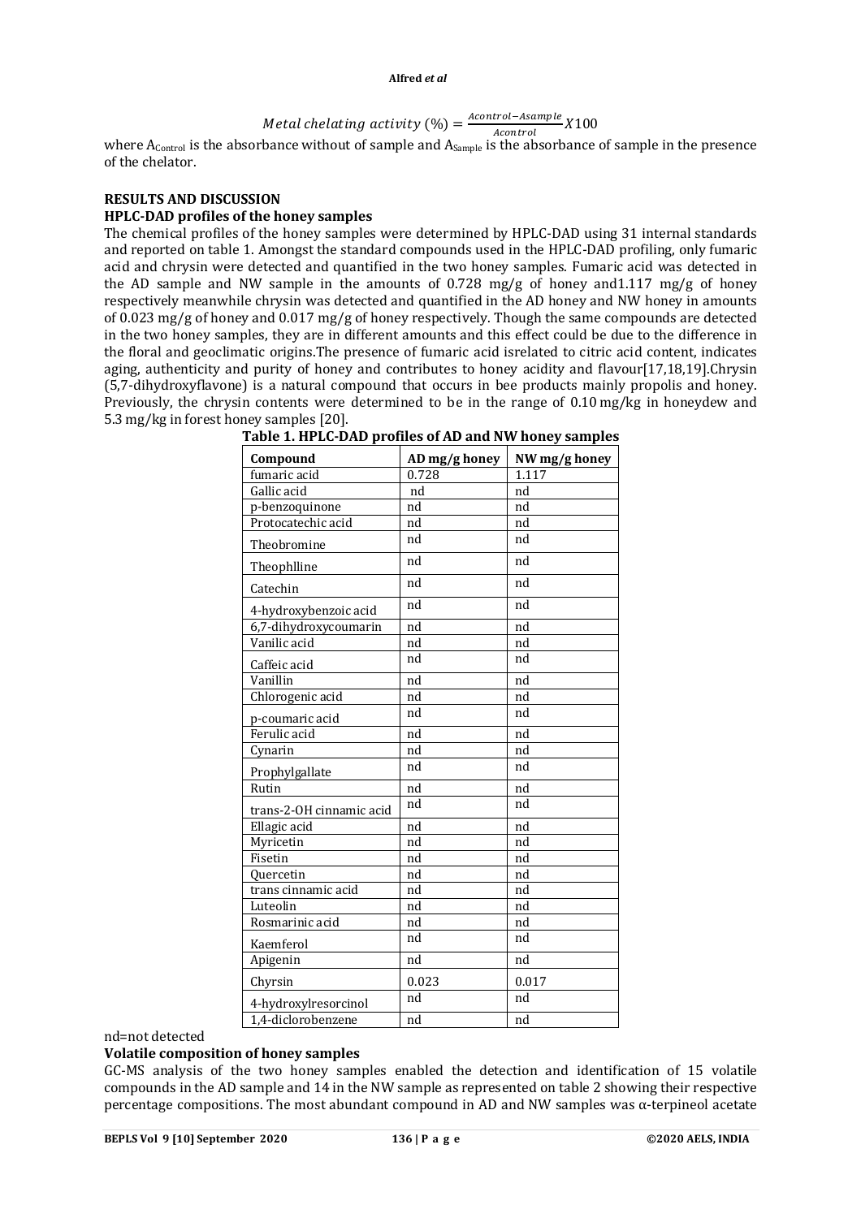$$Metal\ chelating\ activity\ (\%) = \frac{Acontrol - Asample}{Acontrol} X100$$

where $A_{Control}$ is the absorbance without of sample and $A_{Sample}$ is the absorbance of sample in the presence of the chelator.

## RESULTS AND DISCUSSION

### HPLC-DAD profiles of the honey samples

The chemical profiles of the honey samples were determined by HPLC-DAD using 31 internal standards and reported on table 1. Amongst the standard compounds used in the HPLC-DAD profiling, only fumaric acid and chrysin were detected and quantified in the two honey samples. Fumaric acid was detected in the AD sample and NW sample in the amounts of 0.728 mg/g of honey and1.117 mg/g of honey respectively meanwhile chrysin was detected and quantified in the AD honey and NW honey in amounts of 0.023 mg/g of honey and 0.017 mg/g of honey respectively. Though the same compounds are detected in the two honey samples, they are in different amounts and this effect could be due to the difference in the floral and geoclimatic origins.The presence of fumaric acid isrelated to citric acid content, indicates aging, authenticity and purity of honey and contributes to honey acidity and flavour[17,18,19].Chrysin (5,7-dihydroxyflavone) is a natural compound that occurs in bee products mainly propolis and honey. Previously, the chrysin contents were determined to be in the range of 0.10 mg/kg in honeydew and 5.3 mg/kg in forest honey samples [20].

**Table 1. HPLC-DAD profiles of AD and NW honey samples**

| Compound | AD mg/g honey | NW mg/g honey |
|---|---|---|
| fumaric acid | 0.728 | 1.117 |
| Gallic acid | nd | nd |
| p-benzoquinone | nd | nd |
| Protocatechic acid | nd | nd |
| Theobromine | nd | nd |
| Theophlline | nd | nd |
| Catechin | nd | nd |
| 4-hydroxybenzoic acid | nd | nd |
| 6,7-dihydroxycoumarin | nd | nd |
| Vanilic acid | nd | nd |
| Caffeic acid | nd | nd |
| Vanillin | nd | nd |
| Chlorogenic acid | nd | nd |
| p-coumaric acid | nd | nd |
| Ferulic acid | nd | nd |
| Cynarin | nd | nd |
| Prophylgallate | nd | nd |
| Rutin | nd | nd |
| trans-2-OH cinnamic acid | nd | nd |
| Ellagic acid | nd | nd |
| Myricetin | nd | nd |
| Fisetin | nd | nd |
| Quercetin | nd | nd |
| trans cinnamic acid | nd | nd |
| Luteolin | nd | nd |
| Rosmarinic acid | nd | nd |
| Kaemferol | nd | nd |
| Apigenin | nd | nd |
| Chyrsin | 0.023 | 0.017 |
| 4-hydroxylresorcinol | nd | nd |
| 1,4-diclorobenzene | nd | nd |

nd=not detected

### Volatile composition of honey samples

GC-MS analysis of the two honey samples enabled the detection and identification of 15 volatile compounds in the AD sample and 14 in the NW sample as represented on table 2 showing their respective percentage compositions. The most abundant compound in AD and NW samples was α-terpineol acetate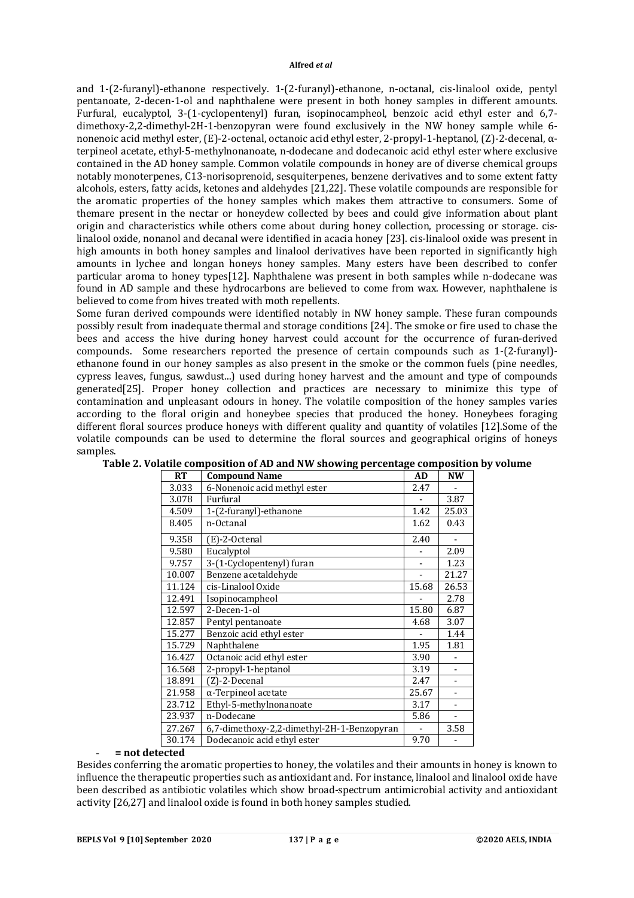and 1-(2-furanyl)-ethanone respectively. 1-(2-furanyl)-ethanone, n-octanal, cis-linalool oxide, pentyl pentanoate, 2-decen-1-ol and naphthalene were present in both honey samples in different amounts. Furfural, eucalyptol, 3-(1-cyclopentenyl) furan, isopinocampheol, benzoic acid ethyl ester and 6,7-dimethoxy-2,2-dimethyl-2H-1-benzopyran were found exclusively in the NW honey sample while 6-nonenoic acid methyl ester, (E)-2-octenal, octanoic acid ethyl ester, 2-propyl-1-heptanol, (Z)-2-decenal, α-terpineol acetate, ethyl-5-methylnonanoate, n-dodecane and dodecanoic acid ethyl ester where exclusive contained in the AD honey sample. Common volatile compounds in honey are of diverse chemical groups notably monoterpenes, C13-norisoprenoid, sesquiterpenes, benzene derivatives and to some extent fatty alcohols, esters, fatty acids, ketones and aldehydes [21,22]. These volatile compounds are responsible for the aromatic properties of the honey samples which makes them attractive to consumers. Some of themare present in the nectar or honeydew collected by bees and could give information about plant origin and characteristics while others come about during honey collection, processing or storage. cis-linalool oxide, nonanol and decanal were identified in acacia honey [23]. cis-linalool oxide was present in high amounts in both honey samples and linalool derivatives have been reported in significantly high amounts in lychee and longan honeys honey samples. Many esters have been described to confer particular aroma to honey types[12]. Naphthalene was present in both samples while n-dodecane was found in AD sample and these hydrocarbons are believed to come from wax. However, naphthalene is believed to come from hives treated with moth repellents.

Some furan derived compounds were identified notably in NW honey sample. These furan compounds possibly result from inadequate thermal and storage conditions [24]. The smoke or fire used to chase the bees and access the hive during honey harvest could account for the occurrence of furan-derived compounds. Some researchers reported the presence of certain compounds such as 1-(2-furanyl)-ethanone found in our honey samples as also present in the smoke or the common fuels (pine needles, cypress leaves, fungus, sawdust...) used during honey harvest and the amount and type of compounds generated[25]. Proper honey collection and practices are necessary to minimize this type of contamination and unpleasant odours in honey. The volatile composition of the honey samples varies according to the floral origin and honeybee species that produced the honey. Honeybees foraging different floral sources produce honeys with different quality and quantity of volatiles [12].Some of the volatile compounds can be used to determine the floral sources and geographical origins of honeys samples.

**Table 2. Volatile composition of AD and NW showing percentage composition by volume**

| RT | Compound Name | AD | NW |
|---|---|---|---|
| 3.033 | 6-Nonenoic acid methyl ester | 2.47 | - |
| 3.078 | Furfural | - | 3.87 |
| 4.509 | 1-(2-furanyl)-ethanone | 1.42 | 25.03 |
| 8.405 | n-Octanal | 1.62 | 0.43 |
| 9.358 | (E)-2-Octenal | 2.40 | - |
| 9.580 | Eucalyptol | - | 2.09 |
| 9.757 | 3-(1-Cyclopentenyl) furan | - | 1.23 |
| 10.007 | Benzene acetaldehyde | - | 21.27 |
| 11.124 | cis-Linalool Oxide | 15.68 | 26.53 |
| 12.491 | Isopinocampheol | - | 2.78 |
| 12.597 | 2-Decen-1-ol | 15.80 | 6.87 |
| 12.857 | Pentyl pentanoate | 4.68 | 3.07 |
| 15.277 | Benzoic acid ethyl ester | - | 1.44 |
| 15.729 | Naphthalene | 1.95 | 1.81 |
| 16.427 | Octanoic acid ethyl ester | 3.90 | - |
| 16.568 | 2-propyl-1-heptanol | 3.19 | - |
| 18.891 | (Z)-2-Decenal | 2.47 | - |
| 21.958 | α-Terpineol acetate | 25.67 | - |
| 23.712 | Ethyl-5-methylnonanoate | 3.17 | - |
| 23.937 | n-Dodecane | 5.86 | - |
| 27.267 | 6,7-dimethoxy-2,2-dimethyl-2H-1-Benzopyran | - | 3.58 |
| 30.174 | Dodecanoic acid ethyl ester | 9.70 | - |

**- = not detected**

Besides conferring the aromatic properties to honey, the volatiles and their amounts in honey is known to influence the therapeutic properties such as antioxidant and. For instance, linalool and linalool oxide have been described as antibiotic volatiles which show broad-spectrum antimicrobial activity and antioxidant activity [26,27] and linalool oxide is found in both honey samples studied.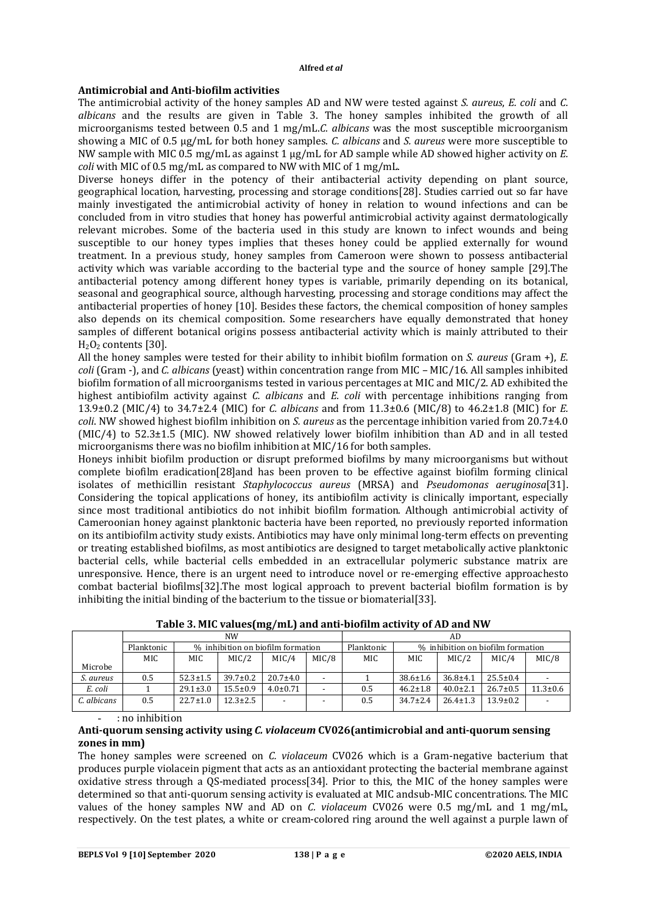### Antimicrobial and Anti-biofilm activities

The antimicrobial activity of the honey samples AD and NW were tested against *S. aureus*, *E. coli* and *C. albicans* and the results are given in Table 3. The honey samples inhibited the growth of all microorganisms tested between 0.5 and 1 mg/mL.*C. albicans* was the most susceptible microorganism showing a MIC of 0.5 µg/mL for both honey samples. *C. albicans* and *S. aureus* were more susceptible to NW sample with MIC 0.5 mg/mL as against 1 µg/mL for AD sample while AD showed higher activity on *E. coli* with MIC of 0.5 mg/mL as compared to NW with MIC of 1 mg/mL.

Diverse honeys differ in the potency of their antibacterial activity depending on plant source, geographical location, harvesting, processing and storage conditions[28]. Studies carried out so far have mainly investigated the antimicrobial activity of honey in relation to wound infections and can be concluded from in vitro studies that honey has powerful antimicrobial activity against dermatologically relevant microbes. Some of the bacteria used in this study are known to infect wounds and being susceptible to our honey types implies that theses honey could be applied externally for wound treatment. In a previous study, honey samples from Cameroon were shown to possess antibacterial activity which was variable according to the bacterial type and the source of honey sample [29].The antibacterial potency among different honey types is variable, primarily depending on its botanical, seasonal and geographical source, although harvesting, processing and storage conditions may affect the antibacterial properties of honey [10]. Besides these factors, the chemical composition of honey samples also depends on its chemical composition. Some researchers have equally demonstrated that honey samples of different botanical origins possess antibacterial activity which is mainly attributed to their $H_2O_2$ contents [30].

All the honey samples were tested for their ability to inhibit biofilm formation on *S. aureus* (Gram +), *E. coli* (Gram -), and *C. albicans* (yeast) within concentration range from MIC – MIC/16. All samples inhibited biofilm formation of all microorganisms tested in various percentages at MIC and MIC/2. AD exhibited the highest antibiofilm activity against *C. albicans* and *E. coli* with percentage inhibitions ranging from 13.9±0.2 (MIC/4) to 34.7±2.4 (MIC) for *C. albicans* and from 11.3±0.6 (MIC/8) to 46.2±1.8 (MIC) for *E. coli*. NW showed highest biofilm inhibition on *S. aureus* as the percentage inhibition varied from 20.7±4.0 (MIC/4) to 52.3±1.5 (MIC). NW showed relatively lower biofilm inhibition than AD and in all tested microorganisms there was no biofilm inhibition at MIC/16 for both samples.

Honeys inhibit biofilm production or disrupt preformed biofilms by many microorganisms but without complete biofilm eradication[28]and has been proven to be effective against biofilm forming clinical isolates of methicillin resistant *Staphylococcus aureus* (MRSA) and *Pseudomonas aeruginosa*[31]. Considering the topical applications of honey, its antibiofilm activity is clinically important, especially since most traditional antibiotics do not inhibit biofilm formation. Although antimicrobial activity of Cameroonian honey against planktonic bacteria have been reported, no previously reported information on its antibiofilm activity study exists. Antibiotics may have only minimal long-term effects on preventing or treating established biofilms, as most antibiotics are designed to target metabolically active planktonic bacterial cells, while bacterial cells embedded in an extracellular polymeric substance matrix are unresponsive. Hence, there is an urgent need to introduce novel or re-emerging effective approachesto combat bacterial biofilms[32].The most logical approach to prevent bacterial biofilm formation is by inhibiting the initial binding of the bacterium to the tissue or biomaterial[33].

**Table 3. MIC values(mg/mL) and anti-biofilm activity of AD and NW**

| | NW | | | | | AD | | | | |
|---|---|---|---|---|---|---|---|---|---|---|
| | Planktonic | % inhibition on biofilm formation | | | | Planktonic | % inhibition on biofilm formation | | | |
| Microbe | MIC | MIC | MIC/2 | MIC/4 | MIC/8 | MIC | MIC | MIC/2 | MIC/4 | MIC/8 |
| *S. aureus* | 0.5 | 52.3±1.5 | 39.7±0.2 | 20.7±4.0 | - | 1 | 38.6±1.6 | 36.8±4.1 | 25.5±0.4 | - |
| *E. coli* | 1 | 29.1±3.0 | 15.5±0.9 | 4.0±0.71 | - | 0.5 | 46.2±1.8 | 40.0±2.1 | 26.7±0.5 | 11.3±0.6 |
| *C. albicans* | 0.5 | 22.7±1.0 | 12.3±2.5 | - | - | 0.5 | 34.7±2.4 | 26.4±1.3 | 13.9±0.2 | - |

- : no inhibition

### Anti-quorum sensing activity using *C. violaceum* CV026(antimicrobial and anti-quorum sensing zones in mm)

The honey samples were screened on *C. violaceum* CV026 which is a Gram-negative bacterium that produces purple violacein pigment that acts as an antioxidant protecting the bacterial membrane against oxidative stress through a QS-mediated process[34]. Prior to this, the MIC of the honey samples were determined so that anti-quorum sensing activity is evaluated at MIC andsub-MIC concentrations. The MIC values of the honey samples NW and AD on *C. violaceum* CV026 were 0.5 mg/mL and 1 mg/mL, respectively. On the test plates, a white or cream-colored ring around the well against a purple lawn of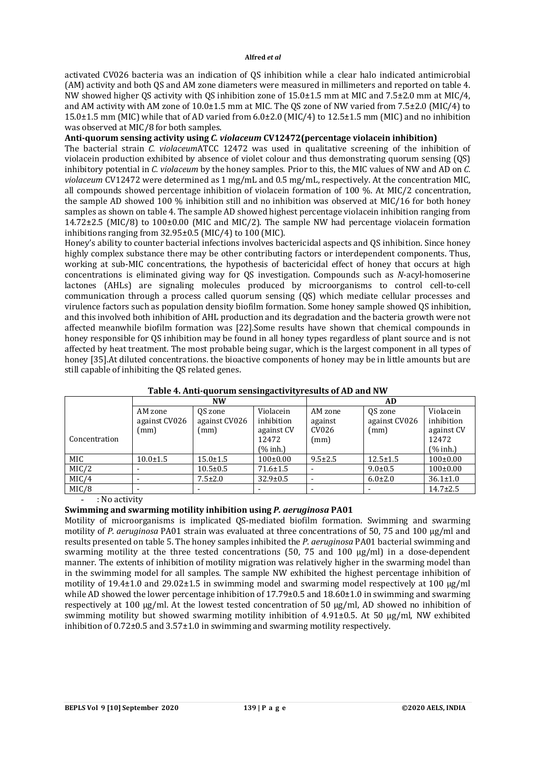activated CV026 bacteria was an indication of QS inhibition while a clear halo indicated antimicrobial (AM) activity and both QS and AM zone diameters were measured in millimeters and reported on table 4. NW showed higher QS activity with QS inhibition zone of 15.0±1.5 mm at MIC and 7.5±2.0 mm at MIC/4, and AM activity with AM zone of 10.0±1.5 mm at MIC. The QS zone of NW varied from 7.5±2.0 (MIC/4) to 15.0±1.5 mm (MIC) while that of AD varied from 6.0±2.0 (MIC/4) to 12.5±1.5 mm (MIC) and no inhibition was observed at MIC/8 for both samples.

**Anti-quorum sensing activity using *C. violaceum* CV12472(percentage violacein inhibition)**

The bacterial strain *C. violaceum*ATCC 12472 was used in qualitative screening of the inhibition of violacein production exhibited by absence of violet colour and thus demonstrating quorum sensing (QS) inhibitory potential in *C. violaceum* by the honey samples. Prior to this, the MIC values of NW and AD on *C. violaceum* CV12472 were determined as 1 mg/mL and 0.5 mg/mL, respectively. At the concentration MIC, all compounds showed percentage inhibition of violacein formation of 100 %. At MIC/2 concentration, the sample AD showed 100 % inhibition still and no inhibition was observed at MIC/16 for both honey samples as shown on table 4. The sample AD showed highest percentage violacein inhibition ranging from 14.72±2.5 (MIC/8) to 100±0.00 (MIC and MIC/2). The sample NW had percentage violacein formation inhibitions ranging from 32.95±0.5 (MIC/4) to 100 (MIC).

Honey's ability to counter bacterial infections involves bactericidal aspects and QS inhibition. Since honey highly complex substance there may be other contributing factors or interdependent components. Thus, working at sub-MIC concentrations, the hypothesis of bactericidal effect of honey that occurs at high concentrations is eliminated giving way for QS investigation. Compounds such as *N*-acyl-homoserine lactones (AHLs) are signaling molecules produced by microorganisms to control cell-to-cell communication through a process called quorum sensing (QS) which mediate cellular processes and virulence factors such as population density biofilm formation. Some honey sample showed QS inhibition, and this involved both inhibition of AHL production and its degradation and the bacteria growth were not affected meanwhile biofilm formation was [22].Some results have shown that chemical compounds in honey responsible for QS inhibition may be found in all honey types regardless of plant source and is not affected by heat treatment. The most probable being sugar, which is the largest component in all types of honey [35].At diluted concentrations. the bioactive components of honey may be in little amounts but are still capable of inhibiting the QS related genes.

**Table 4. Anti-quorum sensingactivityresults of AD and NW**

| | NW | | | AD | | |
|---|---|---|---|---|---|---|
| Concentration | AM zone against CV026 (mm) | QS zone against CV026 (mm) | Violacein inhibition against CV 12472 (% inh.) | AM zone against CV026 (mm) | QS zone against CV026 (mm) | Violacein inhibition against CV 12472 (% inh.) |
| MIC | 10.0±1.5 | 15.0±1.5 | 100±0.00 | 9.5±2.5 | 12.5±1.5 | 100±0.00 |
| MIC/2 | - | 10.5±0.5 | 71.6±1.5 | - | 9.0±0.5 | 100±0.00 |
| MIC/4 | - | 7.5±2.0 | 32.9±0.5 | - | 6.0±2.0 | 36.1±1.0 |
| MIC/8 | - | - | - | - | - | 14.7±2.5 |

- : No activity

**Swimming and swarming motility inhibition using *P. aeruginosa* PA01**

Motility of microorganisms is implicated QS-mediated biofilm formation. Swimming and swarming motility of *P. aeruginosa* PA01 strain was evaluated at three concentrations of 50, 75 and 100 µg/ml and results presented on table 5. The honey samples inhibited the *P. aeruginosa* PA01 bacterial swimming and swarming motility at the three tested concentrations (50, 75 and 100 µg/ml) in a dose-dependent manner. The extents of inhibition of motility migration was relatively higher in the swarming model than in the swimming model for all samples. The sample NW exhibited the highest percentage inhibition of motility of 19.4±1.0 and 29.02±1.5 in swimming model and swarming model respectively at 100 µg/ml while AD showed the lower percentage inhibition of 17.79±0.5 and 18.60±1.0 in swimming and swarming respectively at 100 µg/ml. At the lowest tested concentration of 50 µg/ml, AD showed no inhibition of swimming motility but showed swarming motility inhibition of 4.91±0.5. At 50 µg/ml, NW exhibited inhibition of 0.72±0.5 and 3.57±1.0 in swimming and swarming motility respectively.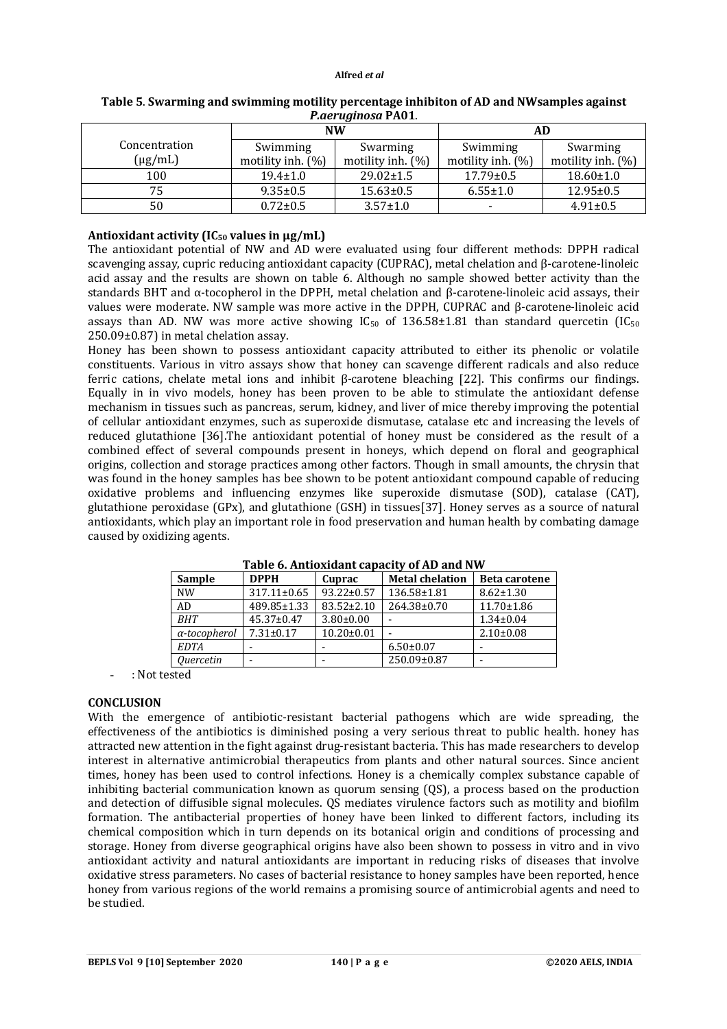**Table 5. Swarming and swimming motility percentage inhibiton of AD and NWsamples against *P.aeruginosa* PA01.**

| Concentration (μg/mL) | NW | | AD | |
|---|---|---|---|---|
| | Swimming motility inh. (%) | Swarming motility inh. (%) | Swimming motility inh. (%) | Swarming motility inh. (%) |
| 100 | 19.4±1.0 | 29.02±1.5 | 17.79±0.5 | 18.60±1.0 |
| 75 | 9.35±0.5 | 15.63±0.5 | 6.55±1.0 | 12.95±0.5 |
| 50 | 0.72±0.5 | 3.57±1.0 | - | 4.91±0.5 |

**Antioxidant activity ($IC_{50}$ values in μg/mL)**

The antioxidant potential of NW and AD were evaluated using four different methods: DPPH radical scavenging assay, cupric reducing antioxidant capacity (CUPRAC), metal chelation and β-carotene-linoleic acid assay and the results are shown on table 6. Although no sample showed better activity than the standards BHT and α-tocopherol in the DPPH, metal chelation and β-carotene-linoleic acid assays, their values were moderate. NW sample was more active in the DPPH, CUPRAC and β-carotene-linoleic acid assays than AD. NW was more active showing $IC_{50}$ of 136.58±1.81 than standard quercetin ($IC_{50}$ 250.09±0.87) in metal chelation assay.

Honey has been shown to possess antioxidant capacity attributed to either its phenolic or volatile constituents. Various in vitro assays show that honey can scavenge different radicals and also reduce ferric cations, chelate metal ions and inhibit β-carotene bleaching [22]. This confirms our findings. Equally in in vivo models, honey has been proven to be able to stimulate the antioxidant defense mechanism in tissues such as pancreas, serum, kidney, and liver of mice thereby improving the potential of cellular antioxidant enzymes, such as superoxide dismutase, catalase etc and increasing the levels of reduced glutathione [36].The antioxidant potential of honey must be considered as the result of a combined effect of several compounds present in honeys, which depend on floral and geographical origins, collection and storage practices among other factors. Though in small amounts, the chrysin that was found in the honey samples has bee shown to be potent antioxidant compound capable of reducing oxidative problems and influencing enzymes like superoxide dismutase (SOD), catalase (CAT), glutathione peroxidase (GPx), and glutathione (GSH) in tissues[37]. Honey serves as a source of natural antioxidants, which play an important role in food preservation and human health by combating damage caused by oxidizing agents.

**Table 6. Antioxidant capacity of AD and NW**

| Sample | DPPH | Cuprac | Metal chelation | Beta carotene |
|---|---|---|---|---|
| NW | 317.11±0.65 | 93.22±0.57 | 136.58±1.81 | 8.62±1.30 |
| AD | 489.85±1.33 | 83.52±2.10 | 264.38±0.70 | 11.70±1.86 |
| *BHT* | 45.37±0.47 | 3.80±0.00 | - | 1.34±0.04 |
| *α-tocopherol* | 7.31±0.17 | 10.20±0.01 | - | 2.10±0.08 |
| *EDTA* | - | - | 6.50±0.07 | - |
| *Quercetin* | - | - | 250.09±0.87 | - |

- : Not tested

**CONCLUSION**

With the emergence of antibiotic-resistant bacterial pathogens which are wide spreading, the effectiveness of the antibiotics is diminished posing a very serious threat to public health. honey has attracted new attention in the fight against drug-resistant bacteria. This has made researchers to develop interest in alternative antimicrobial therapeutics from plants and other natural sources. Since ancient times, honey has been used to control infections. Honey is a chemically complex substance capable of inhibiting bacterial communication known as quorum sensing (QS), a process based on the production and detection of diffusible signal molecules. QS mediates virulence factors such as motility and biofilm formation. The antibacterial properties of honey have been linked to different factors, including its chemical composition which in turn depends on its botanical origin and conditions of processing and storage. Honey from diverse geographical origins have also been shown to possess in vitro and in vivo antioxidant activity and natural antioxidants are important in reducing risks of diseases that involve oxidative stress parameters. No cases of bacterial resistance to honey samples have been reported, hence honey from various regions of the world remains a promising source of antimicrobial agents and need to be studied.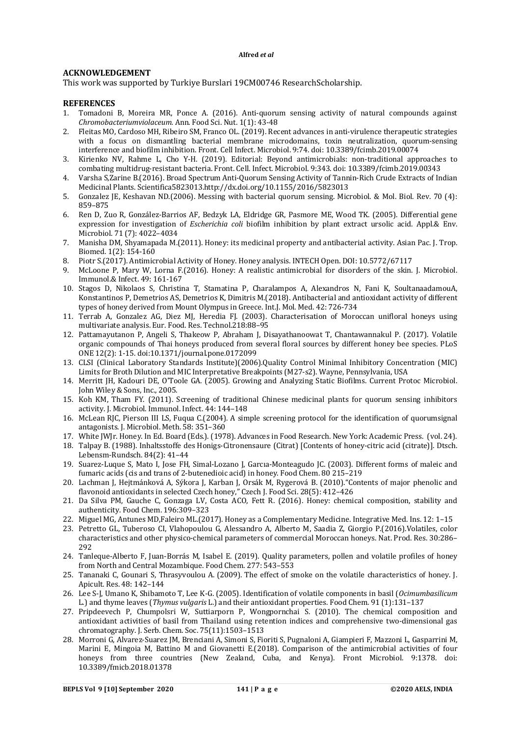## ACKNOWLEDGEMENT

This work was supported by Turkiye Burslari 19CM00746 ResearchScholarship.

## REFERENCES

1. Tomadoni B, Moreira MR, Ponce A. (2016). Anti-quorum sensing activity of natural compounds against *Chromobacteriumviolaceum*. Ann. Food Sci. Nut. 1(1): 43-48
2. Fleitas MO, Cardoso MH, Ribeiro SM, Franco OL. (2019). Recent advances in anti-virulence therapeutic strategies with a focus on dismantling bacterial membrane microdomains, toxin neutralization, quorum-sensing interference and biofilm inhibition. Front. Cell Infect. Microbiol. 9:74. doi: 10.3389/fcimb.2019.00074
3. Kirienko NV, Rahme L, Cho Y-H. (2019). Editorial: Beyond antimicrobials: non-traditional approaches to combating multidrug-resistant bacteria. Front. Cell. Infect. Microbiol. 9:343. doi: 10.3389/fcimb.2019.00343
4. Varsha S,Zarine B.(2016). Broad Spectrum Anti-Quorum Sensing Activity of Tannin-Rich Crude Extracts of Indian Medicinal Plants. Scientifica5823013.http://dx.doi.org/10.1155/2016/5823013
5. Gonzalez JE, Keshavan ND.(2006). Messing with bacterial quorum sensing. Microbiol. & Mol. Biol. Rev. 70 (4): 859–875
6. Ren D, Zuo R, González-Barrios AF, Bedzyk LA, Eldridge GR, Pasmore ME, Wood TK. (2005). Differential gene expression for investigation of *Escherichia coli* biofilm inhibition by plant extract ursolic acid. Appl.& Env. Microbiol. 71 (7): 4022–4034
7. Manisha DM, Shyamapada M.(2011). Honey: its medicinal property and antibacterial activity. Asian Pac. J. Trop. Biomed. 1(2): 154-160
8. Piotr S.(2017). Antimicrobial Activity of Honey. Honey analysis. INTECH Open. DOI: 10.5772/67117
9. McLoone P, Mary W, Lorna F.(2016). Honey: A realistic antimicrobial for disorders of the skin. J. Microbiol. Immunol.& Infect. 49: 161-167
10. Stagos D, Nikolaos S, Christina T, Stamatina P, Charalampos A, Alexandros N, Fani K, SoultanaadamouA, Konstantinos P, Demetrios AS, Demetrios K, Dimitris M.(2018). Antibacterial and antioxidant activity of different types of honey derived from Mount Olympus in Greece. Int.J. Mol. Med. 42: 726-734
11. Terrab A, Gonzalez AG, Diez MJ, Heredia FJ. (2003). Characterisation of Moroccan unifloral honeys using multivariate analysis. Eur. Food. Res. Technol.218:88–95
12. Pattamayutanon P, Angeli S, Thakeow P, Abraham J, Disayathanoowat T, Chantawannakul P. (2017). Volatile organic compounds of Thai honeys produced from several floral sources by different honey bee species. PLoS ONE 12(2): 1-15. doi:10.1371/journal.pone.0172099
13. CLSI (Clinical Laboratory Standards Institute)(2006).Quality Control Minimal Inhibitory Concentration (MIC) Limits for Broth Dilution and MIC Interpretative Breakpoints (M27-s2). Wayne, Pennsylvania, USA
14. Merritt JH, Kadouri DE, O'Toole GA. (2005). Growing and Analyzing Static Biofilms. Current Protoc Microbiol. John Wiley & Sons, Inc., 2005.
15. Koh KM, Tham FY. (2011). Screening of traditional Chinese medicinal plants for quorum sensing inhibitors activity. J. Microbiol. Immunol. Infect. 44: 144–148
16. McLean RJC, Pierson III LS, Fuqua C.(2004). A simple screening protocol for the identification of quorumsignal antagonists. J. Microbiol. Meth. 58: 351–360
17. White JWJr. Honey. In Ed. Board (Eds.). (1978). Advances in Food Research. New York: Academic Press. (vol. 24).
18. Talpay B. (1988). Inhaltsstoffe des Honigs-Citronensaure (Citrat) [Contents of honey-citric acid (citrate)]. Dtsch. Lebensm-Rundsch. 84(2): 41–44
19. Suarez-Luque S, Mato I, Jose FH, Simal-Lozano J, Garcıa-Monteagudo JC. (2003). Different forms of maleic and fumaric acids (cis and trans of 2-butenedioic acid) in honey. Food Chem. 80 215–219
20. Lachman J, Hejtmánková A, Sýkora J, Karban J, Orsák M, Rygerová B. (2010)."Contents of major phenolic and flavonoid antioxidants in selected Czech honey," Czech J. Food Sci. 28(5): 412–426
21. Da Silva PM, Gauche C, Gonzaga LV, Costa ACO, Fett R. (2016). Honey: chemical composition, stability and authenticity. Food Chem. 196:309–323
22. Miguel MG, Antunes MD,Faleiro ML.(2017). Honey as a Complementary Medicine. Integrative Med. Ins. 12: 1–15
23. Petretto GL, Tuberoso CI, Vlahopoulou G, Alessandro A, Alberto M, Saadia Z, Giorgio P.(2016).Volatiles, color characteristics and other physico-chemical parameters of commercial Moroccan honeys. Nat. Prod. Res. 30:286–292
24. Tanleque-Alberto F, Juan-Borrás M, Isabel E. (2019). Quality parameters, pollen and volatile profiles of honey from North and Central Mozambique. Food Chem. 277: 543–553
25. Tananaki C, Gounari S, Thrasyvoulou A. (2009). The effect of smoke on the volatile characteristics of honey. J. Apicult. Res. 48: 142–144
26. Lee S-J, Umano K, Shibamoto T, Lee K-G. (2005). Identification of volatile components in basil (*Ocimumbasilicum* L.) and thyme leaves (*Thymus vulgaris* L.) and their antioxidant properties. Food Chem. 91 (1):131–137
27. Pripdeevech P, Chumpolsri W, Suttiarporn P, Wongpornchai S. (2010). The chemical composition and antioxidant activities of basil from Thailand using retention indices and comprehensive two-dimensional gas chromatography. J. Serb. Chem. Soc. 75(11):1503–1513
28. Morroni G, Alvarez-Suarez JM, Brenciani A, Simoni S, Fioriti S, Pugnaloni A, Giampieri F, Mazzoni L, Gasparrini M, Marini E, Mingoia M, Battino M and Giovanetti E.(2018). Comparison of the antimicrobial activities of four honeys from three countries (New Zealand, Cuba, and Kenya). Front Microbiol. 9:1378. doi: 10.3389/fmicb.2018.01378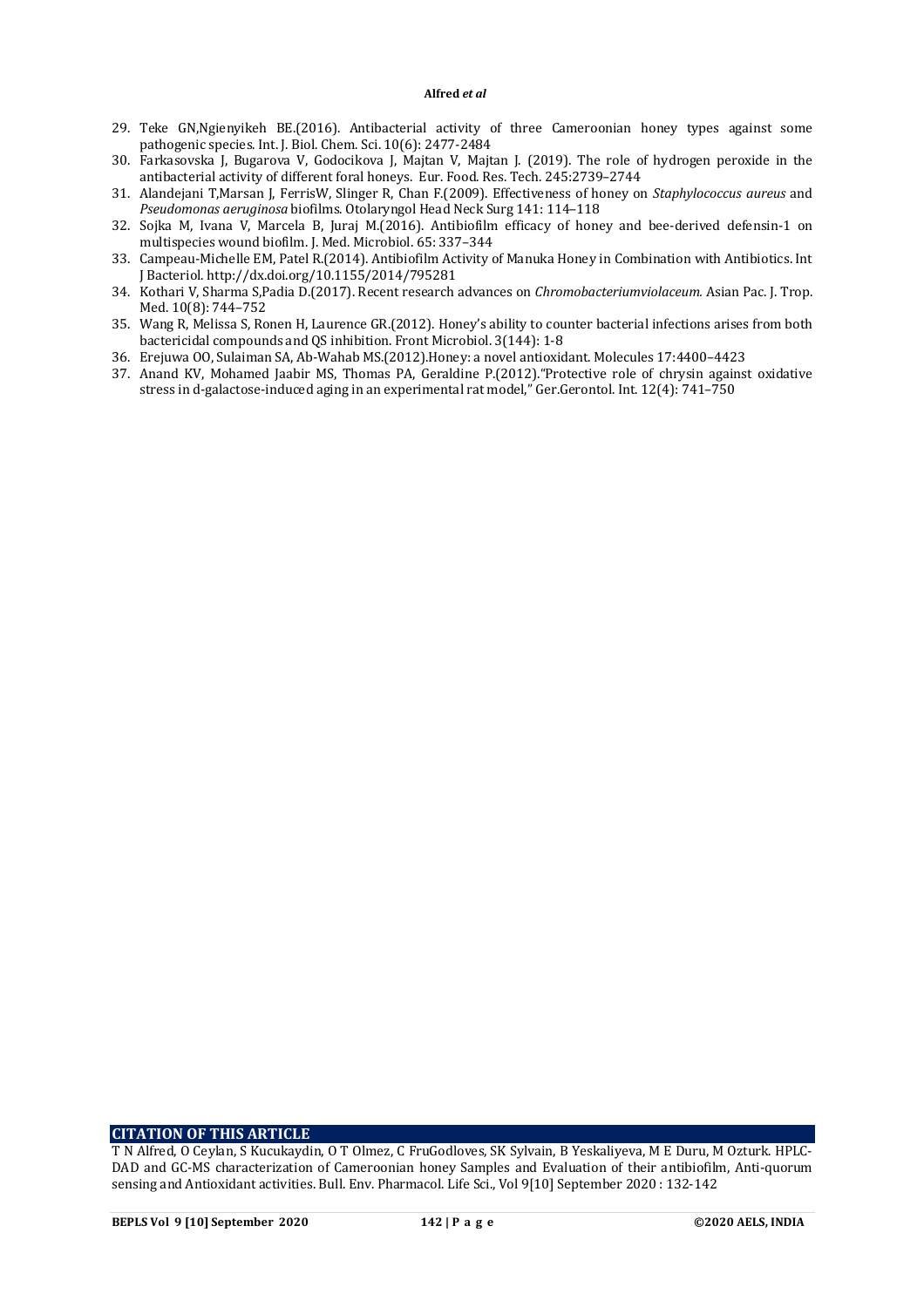29. Teke GN,Ngienyikeh BE.(2016). Antibacterial activity of three Cameroonian honey types against some pathogenic species. Int. J. Biol. Chem. Sci. 10(6): 2477-2484
30. Farkasovska J, Bugarova V, Godocikova J, Majtan V, Majtan J. (2019). The role of hydrogen peroxide in the antibacterial activity of different foral honeys. Eur. Food. Res. Tech. 245:2739–2744
31. Alandejani T,Marsan J, FerrisW, Slinger R, Chan F.(2009). Effectiveness of honey on *Staphylococcus aureus* and *Pseudomonas aeruginosa* biofilms. Otolaryngol Head Neck Surg 141: 114–118
32. Sojka M, Ivana V, Marcela B, Juraj M.(2016). Antibiofilm efficacy of honey and bee-derived defensin-1 on multispecies wound biofilm. J. Med. Microbiol. 65: 337–344
33. Campeau-Michelle EM, Patel R.(2014). Antibiofilm Activity of Manuka Honey in Combination with Antibiotics. Int J Bacteriol. http://dx.doi.org/10.1155/2014/795281
34. Kothari V, Sharma S,Padia D.(2017). Recent research advances on *Chromobacteriumviolaceum.* Asian Pac. J. Trop. Med. 10(8): 744–752
35. Wang R, Melissa S, Ronen H, Laurence GR.(2012). Honey's ability to counter bacterial infections arises from both bactericidal compounds and QS inhibition. Front Microbiol. 3(144): 1-8
36. Erejuwa OO, Sulaiman SA, Ab-Wahab MS.(2012).Honey: a novel antioxidant. Molecules 17:4400–4423
37. Anand KV, Mohamed Jaabir MS, Thomas PA, Geraldine P.(2012)."Protective role of chrysin against oxidative stress in d-galactose-induced aging in an experimental rat model," Ger.Gerontol. Int. 12(4): 741–750

## CITATION OF THIS ARTICLE

T N Alfred, O Ceylan, S Kucukaydin, O T Olmez, C FruGodloves, SK Sylvain, B Yeskaliyeva, M E Duru, M Ozturk. HPLC-DAD and GC-MS characterization of Cameroonian honey Samples and Evaluation of their antibiofilm, Anti-quorum sensing and Antioxidant activities. Bull. Env. Pharmacol. Life Sci., Vol 9[10] September 2020 : 132-142